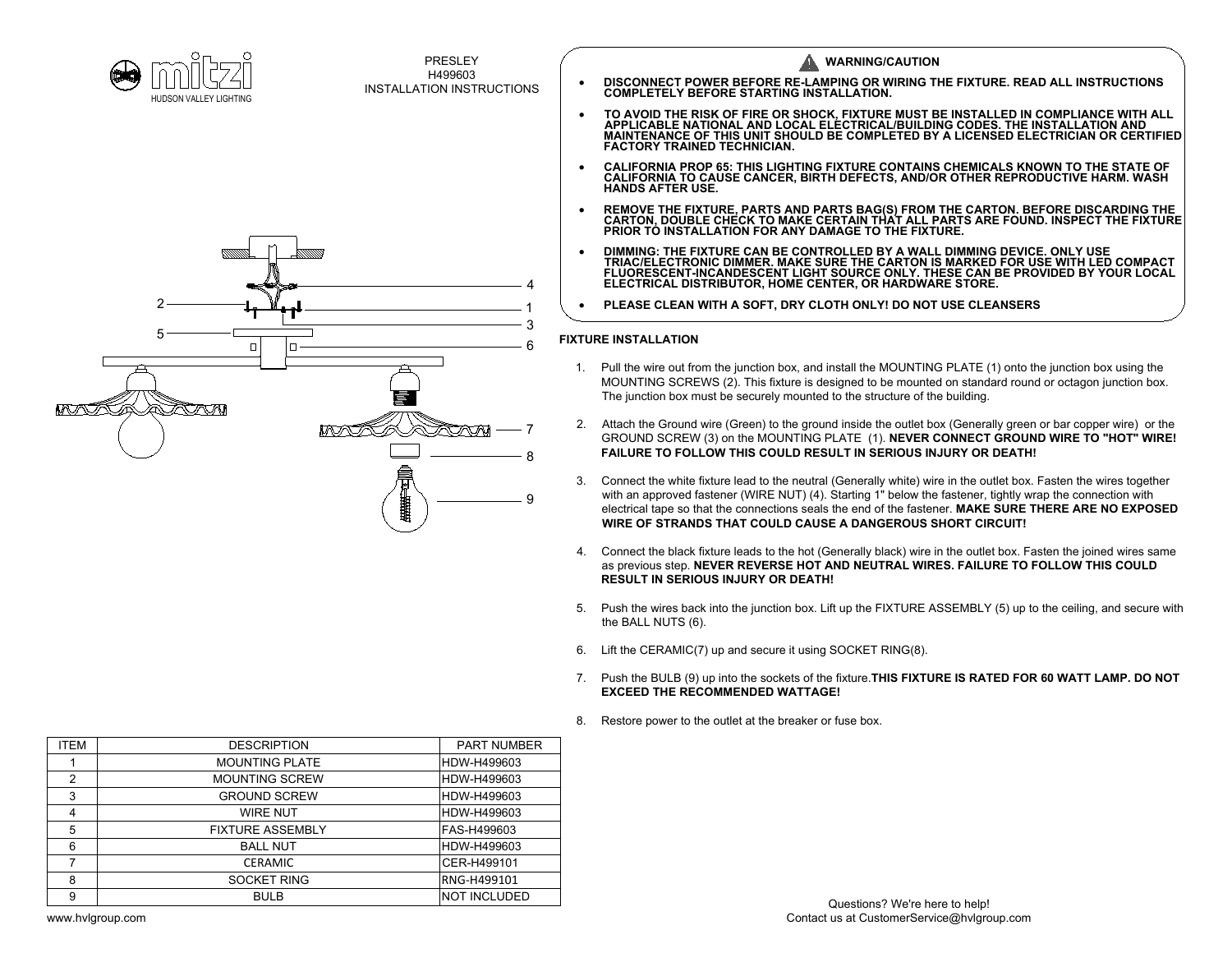mitzi

HUDSON VALLEY LIGHTING

PRESLEY
H499603
INSTALLATION INSTRUCTIONS

## ⚠ WARNING/CAUTION

- **DISCONNECT POWER BEFORE RE-LAMPING OR WIRING THE FIXTURE. READ ALL INSTRUCTIONS COMPLETELY BEFORE STARTING INSTALLATION.**
- **TO AVOID THE RISK OF FIRE OR SHOCK, FIXTURE MUST BE INSTALLED IN COMPLIANCE WITH ALL APPLICABLE NATIONAL AND LOCAL ELECTRICAL/BUILDING CODES. THE INSTALLATION AND MAINTENANCE OF THIS UNIT SHOULD BE COMPLETED BY A LICENSED ELECTRICIAN OR CERTIFIED FACTORY TRAINED TECHNICIAN.**
- **CALIFORNIA PROP 65: THIS LIGHTING FIXTURE CONTAINS CHEMICALS KNOWN TO THE STATE OF CALIFORNIA TO CAUSE CANCER, BIRTH DEFECTS, AND/OR OTHER REPRODUCTIVE HARM. WASH HANDS AFTER USE.**
- **REMOVE THE FIXTURE, PARTS AND PARTS BAG(S) FROM THE CARTON. BEFORE DISCARDING THE CARTON, DOUBLE CHECK TO MAKE CERTAIN THAT ALL PARTS ARE FOUND. INSPECT THE FIXTURE PRIOR TO INSTALLATION FOR ANY DAMAGE TO THE FIXTURE.**
- **DIMMING: THE FIXTURE CAN BE CONTROLLED BY A WALL DIMMING DEVICE. ONLY USE TRIAC/ELECTRONIC DIMMER. MAKE SURE THE CARTON IS MARKED FOR USE WITH LED COMPACT FLUORESCENT-INCANDESCENT LIGHT SOURCE ONLY. THESE CAN BE PROVIDED BY YOUR LOCAL ELECTRICAL DISTRIBUTOR, HOME CENTER, OR HARDWARE STORE.**
- **PLEASE CLEAN WITH A SOFT, DRY CLOTH ONLY! DO NOT USE CLEANSERS**

## FIXTURE INSTALLATION

1. Pull the wire out from the junction box, and install the MOUNTING PLATE (1) onto the junction box using the MOUNTING SCREWS (2). This fixture is designed to be mounted on standard round or octagon junction box. The junction box must be securely mounted to the structure of the building.
2. Attach the Ground wire (Green) to the ground inside the outlet box (Generally green or bar copper wire) or the GROUND SCREW (3) on the MOUNTING PLATE (1). **NEVER CONNECT GROUND WIRE TO "HOT" WIRE! FAILURE TO FOLLOW THIS COULD RESULT IN SERIOUS INJURY OR DEATH!**
3. Connect the white fixture lead to the neutral (Generally white) wire in the outlet box. Fasten the wires together with an approved fastener (WIRE NUT) (4). Starting 1" below the fastener, tightly wrap the connection with electrical tape so that the connections seals the end of the fastener. **MAKE SURE THERE ARE NO EXPOSED WIRE OF STRANDS THAT COULD CAUSE A DANGEROUS SHORT CIRCUIT!**
4. Connect the black fixture leads to the hot (Generally black) wire in the outlet box. Fasten the joined wires same as previous step. **NEVER REVERSE HOT AND NEUTRAL WIRES. FAILURE TO FOLLOW THIS COULD RESULT IN SERIOUS INJURY OR DEATH!**
5. Push the wires back into the junction box. Lift up the FIXTURE ASSEMBLY (5) up to the ceiling, and secure with the BALL NUTS (6).
6. Lift the CERAMIC(7) up and secure it using SOCKET RING(8).
7. Push the BULB (9) up into the sockets of the fixture.**THIS FIXTURE IS RATED FOR 60 WATT LAMP. DO NOT EXCEED THE RECOMMENDED WATTAGE!**
8. Restore power to the outlet at the breaker or fuse box.

| ITEM | DESCRIPTION | PART NUMBER |
|---|---|---|
| 1 | MOUNTING PLATE | HDW-H499603 |
| 2 | MOUNTING SCREW | HDW-H499603 |
| 3 | GROUND SCREW | HDW-H499603 |
| 4 | WIRE NUT | HDW-H499603 |
| 5 | FIXTURE ASSEMBLY | FAS-H499603 |
| 6 | BALL NUT | HDW-H499603 |
| 7 | CERAMIC | CER-H499101 |
| 8 | SOCKET RING | RNG-H499101 |
| 9 | BULB | NOT INCLUDED |

www.hvlgroup.com

Questions? We're here to help!
Contact us at CustomerService@hvlgroup.com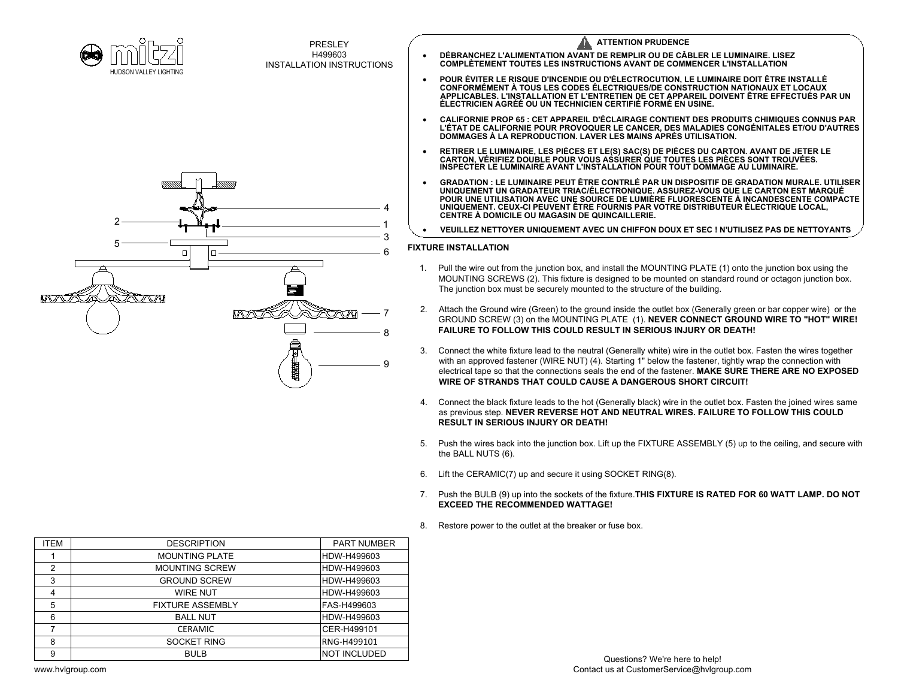mitzi

HUDSON VALLEY LIGHTING

PRESLEY
H499603
INSTALLATION INSTRUCTIONS

2
5
4
1
3
6
7
8
9

| ITEM | DESCRIPTION | PART NUMBER |
|---|---|---|
| 1 | MOUNTING PLATE | HDW-H499603 |
| 2 | MOUNTING SCREW | HDW-H499603 |
| 3 | GROUND SCREW | HDW-H499603 |
| 4 | WIRE NUT | HDW-H499603 |
| 5 | FIXTURE ASSEMBLY | FAS-H499603 |
| 6 | BALL NUT | HDW-H499603 |
| 7 | CERAMIC | CER-H499101 |
| 8 | SOCKET RING | RNG-H499101 |
| 9 | BULB | NOT INCLUDED |

www.hvlgroup.com

**ATTENTION PRUDENCE**

- **DÉBRANCHEZ L'ALIMENTATION AVANT DE REMPLIR OU DE CÂBLER LE LUMINAIRE. LISEZ COMPLÈTEMENT TOUTES LES INSTRUCTIONS AVANT DE COMMENCER L'INSTALLATION**
- **POUR ÉVITER LE RISQUE D'INCENDIE OU D'ÉLECTROCUTION, LE LUMINAIRE DOIT ÊTRE INSTALLÉ CONFORMÉMENT À TOUS LES CODES ÉLECTRIQUES/DE CONSTRUCTION NATIONAUX ET LOCAUX APPLICABLES. L'INSTALLATION ET L'ENTRETIEN DE CET APPAREIL DOIVENT ÊTRE EFFECTUÉS PAR UN ÉLECTRICIEN AGRÉÉ OU UN TECHNICIEN CERTIFIÉ FORMÉ EN USINE.**
- **CALIFORNIE PROP 65 : CET APPAREIL D'ÉCLAIRAGE CONTIENT DES PRODUITS CHIMIQUES CONNUS PAR L'ÉTAT DE CALIFORNIE POUR PROVOQUER LE CANCER, DES MALADIES CONGÉNITALES ET/OU D'AUTRES DOMMAGES À LA REPRODUCTION. LAVER LES MAINS APRÈS UTILISATION.**
- **RETIRER LE LUMINAIRE, LES PIÈCES ET LE(S) SAC(S) DE PIÈCES DU CARTON. AVANT DE JETER LE CARTON, VÉRIFIEZ DOUBLE POUR VOUS ASSURER QUE TOUTES LES PIÈCES SONT TROUVÉES. INSPECTER LE LUMINAIRE AVANT L'INSTALLATION POUR TOUT DOMMAGE AU LUMINAIRE.**
- **GRADATION : LE LUMINAIRE PEUT ÊTRE CONTRLÉ PAR UN DISPOSITIF DE GRADATION MURALE. UTILISER UNIQUEMENT UN GRADATEUR TRIAC/ÉLECTRONIQUE. ASSUREZ-VOUS QUE LE CARTON EST MARQUÉ POUR UNE UTILISATION AVEC UNE SOURCE DE LUMIÈRE FLUORESCENTE À INCANDESCENTE COMPACTE UNIQUEMENT. CEUX-CI PEUVENT ÊTRE FOURNIS PAR VOTRE DISTRIBUTEUR ÉLECTRIQUE LOCAL, CENTRE À DOMICILE OU MAGASIN DE QUINCAILLERIE.**
- **VEUILLEZ NETTOYER UNIQUEMENT AVEC UN CHIFFON DOUX ET SEC ! N'UTILISEZ PAS DE NETTOYANTS**

**FIXTURE INSTALLATION**

1. Pull the wire out from the junction box, and install the MOUNTING PLATE (1) onto the junction box using the MOUNTING SCREWS (2). This fixture is designed to be mounted on standard round or octagon junction box. The junction box must be securely mounted to the structure of the building.
2. Attach the Ground wire (Green) to the ground inside the outlet box (Generally green or bar copper wire) or the GROUND SCREW (3) on the MOUNTING PLATE (1). **NEVER CONNECT GROUND WIRE TO "HOT" WIRE! FAILURE TO FOLLOW THIS COULD RESULT IN SERIOUS INJURY OR DEATH!**
3. Connect the white fixture lead to the neutral (Generally white) wire in the outlet box. Fasten the wires together with an approved fastener (WIRE NUT) (4). Starting 1" below the fastener, tightly wrap the connection with electrical tape so that the connections seals the end of the fastener. **MAKE SURE THERE ARE NO EXPOSED WIRE OF STRANDS THAT COULD CAUSE A DANGEROUS SHORT CIRCUIT!**
4. Connect the black fixture leads to the hot (Generally black) wire in the outlet box. Fasten the joined wires same as previous step. **NEVER REVERSE HOT AND NEUTRAL WIRES. FAILURE TO FOLLOW THIS COULD RESULT IN SERIOUS INJURY OR DEATH!**
5. Push the wires back into the junction box. Lift up the FIXTURE ASSEMBLY (5) up to the ceiling, and secure with the BALL NUTS (6).
6. Lift the CERAMIC(7) up and secure it using SOCKET RING(8).
7. Push the BULB (9) up into the sockets of the fixture.**THIS FIXTURE IS RATED FOR 60 WATT LAMP. DO NOT EXCEED THE RECOMMENDED WATTAGE!**
8. Restore power to the outlet at the breaker or fuse box.

Questions? We're here to help!
Contact us at CustomerService@hvlgroup.com